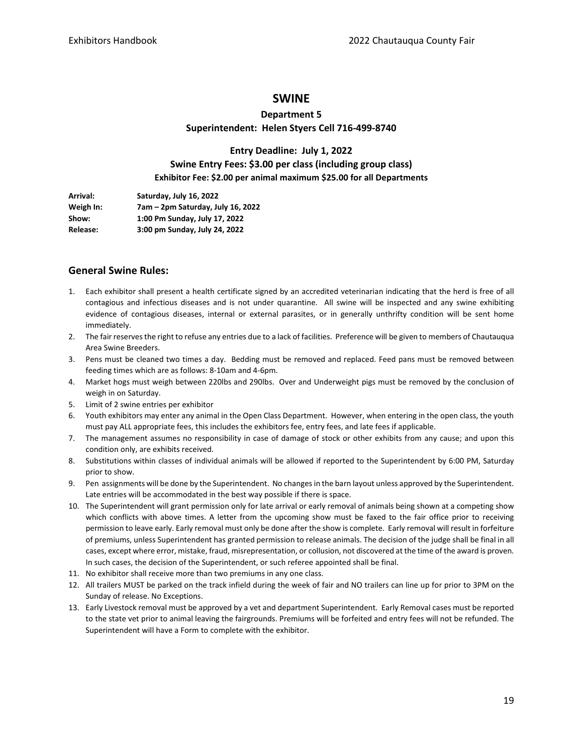# SWINE

### Department 5

### Superintendent: Helen Styers Cell 716-499-8740

### Entry Deadline: July 1, 2022

### Swine Entry Fees: $3.00 per class (including group class)

**Exhibitor Fee: $2.00 per animal maximum $25.00 for all Departments**

| | |
|---|---|
| **Arrival:** | **Saturday, July 16, 2022** |
| **Weigh In:** | **7am – 2pm Saturday, July 16, 2022** |
| **Show:** | **1:00 Pm Sunday, July 17, 2022** |
| **Release:** | **3:00 pm Sunday, July 24, 2022** |

## General Swine Rules:

1. Each exhibitor shall present a health certificate signed by an accredited veterinarian indicating that the herd is free of all contagious and infectious diseases and is not under quarantine. All swine will be inspected and any swine exhibiting evidence of contagious diseases, internal or external parasites, or in generally unthrifty condition will be sent home immediately.
2. The fair reserves the right to refuse any entries due to a lack of facilities. Preference will be given to members of Chautauqua Area Swine Breeders.
3. Pens must be cleaned two times a day. Bedding must be removed and replaced. Feed pans must be removed between feeding times which are as follows: 8-10am and 4-6pm.
4. Market hogs must weigh between 220lbs and 290lbs. Over and Underweight pigs must be removed by the conclusion of weigh in on Saturday.
5. Limit of 2 swine entries per exhibitor
6. Youth exhibitors may enter any animal in the Open Class Department. However, when entering in the open class, the youth must pay ALL appropriate fees, this includes the exhibitors fee, entry fees, and late fees if applicable.
7. The management assumes no responsibility in case of damage of stock or other exhibits from any cause; and upon this condition only, are exhibits received.
8. Substitutions within classes of individual animals will be allowed if reported to the Superintendent by 6:00 PM, Saturday prior to show.
9. Pen assignments will be done by the Superintendent. No changes in the barn layout unless approved by the Superintendent. Late entries will be accommodated in the best way possible if there is space.
10. The Superintendent will grant permission only for late arrival or early removal of animals being shown at a competing show which conflicts with above times. A letter from the upcoming show must be faxed to the fair office prior to receiving permission to leave early. Early removal must only be done after the show is complete. Early removal will result in forfeiture of premiums, unless Superintendent has granted permission to release animals. The decision of the judge shall be final in all cases, except where error, mistake, fraud, misrepresentation, or collusion, not discovered at the time of the award is proven. In such cases, the decision of the Superintendent, or such referee appointed shall be final.
11. No exhibitor shall receive more than two premiums in any one class.
12. All trailers MUST be parked on the track infield during the week of fair and NO trailers can line up for prior to 3PM on the Sunday of release. No Exceptions.
13. Early Livestock removal must be approved by a vet and department Superintendent. Early Removal cases must be reported to the state vet prior to animal leaving the fairgrounds. Premiums will be forfeited and entry fees will not be refunded. The Superintendent will have a Form to complete with the exhibitor.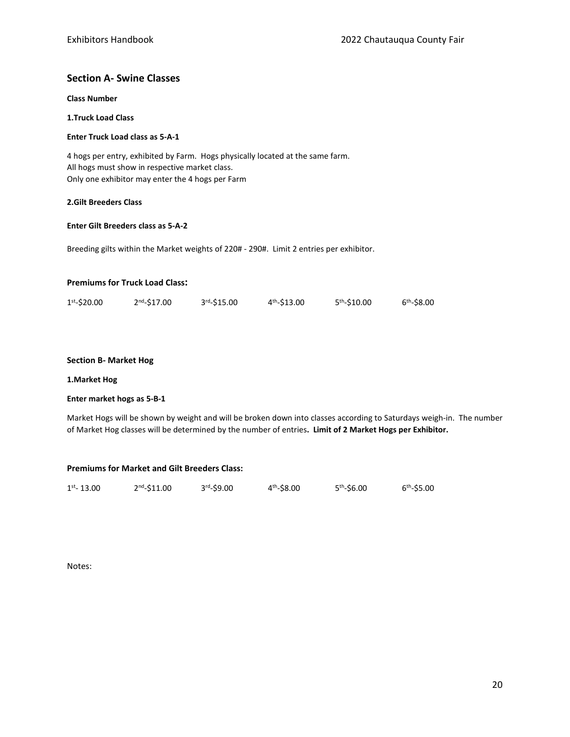## Section A- Swine Classes

**Class Number**

**1.Truck Load Class**

**Enter Truck Load class as 5-A-1**

4 hogs per entry, exhibited by Farm. Hogs physically located at the same farm.
All hogs must show in respective market class.
Only one exhibitor may enter the 4 hogs per Farm

**2.Gilt Breeders Class**

**Enter Gilt Breeders class as 5-A-2**

Breeding gilts within the Market weights of 220# - 290#. Limit 2 entries per exhibitor.

### Premiums for Truck Load Class:

| 1st-$20.00 | 2nd-$17.00 | 3rd-$15.00 | 4th-$13.00 | 5th-$10.00 | 6th-$8.00 |
|---|---|---|---|---|---|

**Section B- Market Hog**

**1.Market Hog**

**Enter market hogs as 5-B-1**

Market Hogs will be shown by weight and will be broken down into classes according to Saturdays weigh-in. The number of Market Hog classes will be determined by the number of entries**. Limit of 2 Market Hogs per Exhibitor.**

### Premiums for Market and Gilt Breeders Class:

| 1st- 13.00 | 2nd-$11.00 | 3rd-$9.00 | 4th-$8.00 | 5th-$6.00 | 6th-$5.00 |
|---|---|---|---|---|---|

Notes: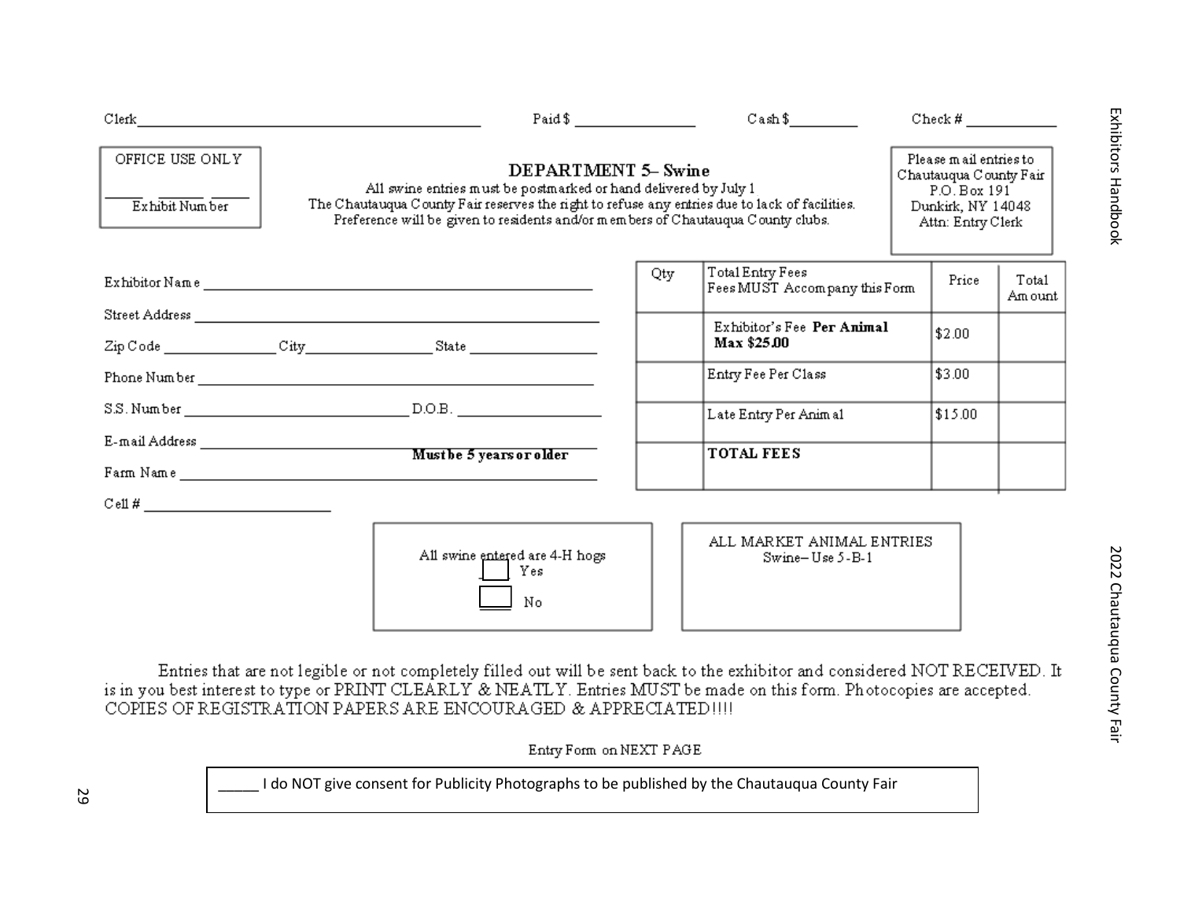Clerk\_\_\_\_\_\_\_\_\_\_\_\_\_\_\_\_\_\_\_\_\_\_\_\_\_\_\_\_\_\_ Paid $ \_\_\_\_\_\_\_\_\_\_\_\_ Cash $\_\_\_\_\_\_\_\_ Check # \_\_\_\_\_\_\_\_\_\_

OFFICE USE ONLY

\_\_\_\_\_ \_\_\_\_\_ \_\_\_\_\_
Exhibit Number

## DEPARTMENT 5– Swine

All swine entries must be postmarked or hand delivered by July 1
The Chautauqua County Fair reserves the right to refuse any entries due to lack of facilities.
Preference will be given to residents and/or members of Chautauqua County clubs.

Please mail entries to
Chautauqua County Fair
P.O. Box 191
Dunkirk, NY 14048
Attn: Entry Clerk

Exhibitor Name \_\_\_\_\_\_\_\_\_\_\_\_\_\_\_\_\_\_\_\_\_\_\_\_\_\_\_\_\_\_\_\_\_\_\_\_\_\_\_\_

Street Address \_\_\_\_\_\_\_\_\_\_\_\_\_\_\_\_\_\_\_\_\_\_\_\_\_\_\_\_\_\_\_\_\_\_\_\_\_\_\_\_

Zip Code \_\_\_\_\_\_\_\_\_\_\_\_ City\_\_\_\_\_\_\_\_\_\_\_\_\_\_\_ State \_\_\_\_\_\_\_\_\_\_\_\_\_\_

Phone Number \_\_\_\_\_\_\_\_\_\_\_\_\_\_\_\_\_\_\_\_\_\_\_\_\_\_\_\_\_\_\_\_\_\_\_\_\_\_\_\_

S.S. Number \_\_\_\_\_\_\_\_\_\_\_\_\_\_\_\_\_\_\_\_\_\_\_\_ D.O.B. \_\_\_\_\_\_\_\_\_\_\_\_\_\_\_\_

E-mail Address \_\_\_\_\_\_\_\_\_\_\_\_\_\_\_\_\_\_\_\_\_\_\_\_\_\_\_\_\_\_\_\_\_\_\_\_\_\_\_\_
**Must be 5 years or older**

Farm Name \_\_\_\_\_\_\_\_\_\_\_\_\_\_\_\_\_\_\_\_\_\_\_\_\_\_\_\_\_\_\_\_\_\_\_\_\_\_\_\_

Cell # \_\_\_\_\_\_\_\_\_\_\_\_\_\_\_\_\_\_\_\_

| Qty | Total Entry Fees<br>Fees MUST Accompany this Form | Price | Total Amount |
|---|---|---|---|
| | Exhibitor's Fee **Per Animal Max $25.00** | $2.00 | |
| | Entry Fee Per Class | $3.00 | |
| | Late Entry Per Animal | $15.00 | |
| | **TOTAL FEES** | | |

All swine entered are 4-H hogs
☐ Yes
☐ No

ALL MARKET ANIMAL ENTRIES
Swine– Use 5-B-1

Entries that are not legible or not completely filled out will be sent back to the exhibitor and considered NOT RECEIVED. It is in you best interest to type or PRINT CLEARLY & NEATLY. Entries MUST be made on this form. Photocopies are accepted. COPIES OF REGISTRATION PAPERS ARE ENCOURAGED & APPRECIATED!!!!

Entry Form on NEXT PAGE

\_\_\_\_\_ I do NOT give consent for Publicity Photographs to be published by the Chautauqua County Fair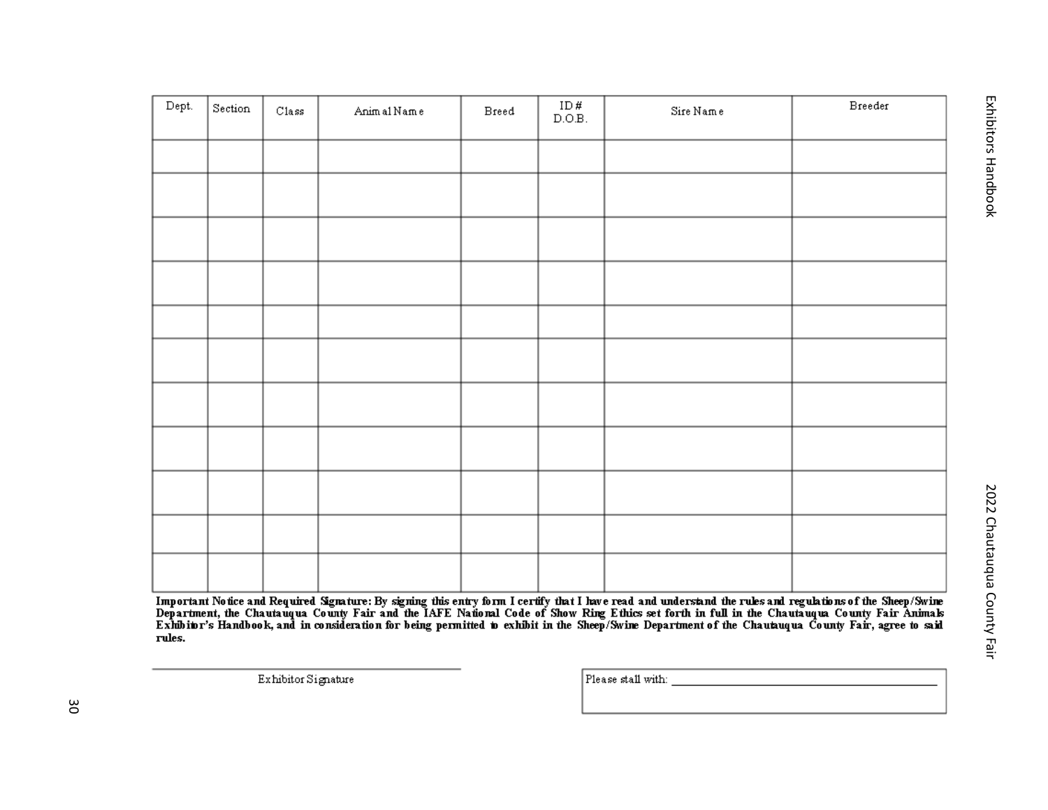| Dept. | Section | Class | Animal Name | Breed | ID# D.O.B. | Sire Name | Breeder |
|---|---|---|---|---|---|---|---|
| | | | | | | | |
| | | | | | | | |
| | | | | | | | |
| | | | | | | | |
| | | | | | | | |
| | | | | | | | |
| | | | | | | | |
| | | | | | | | |
| | | | | | | | |
| | | | | | | | |
| | | | | | | | |

**Important Notice and Required Signature: By signing this entry form I certify that I have read and understand the rules and regulations of the Sheep/Swine Department, the Chautauqua County Fair and the IAFE National Code of Show Ring Ethics set forth in full in the Chautauqua County Fair Animals Exhibitor's Handbook, and in consideration for being permitted to exhibit in the Sheep/Swine Department of the Chautauqua County Fair, agree to said rules.**

_______________________________

Exhibitor Signature

Please stall with: _______________________________